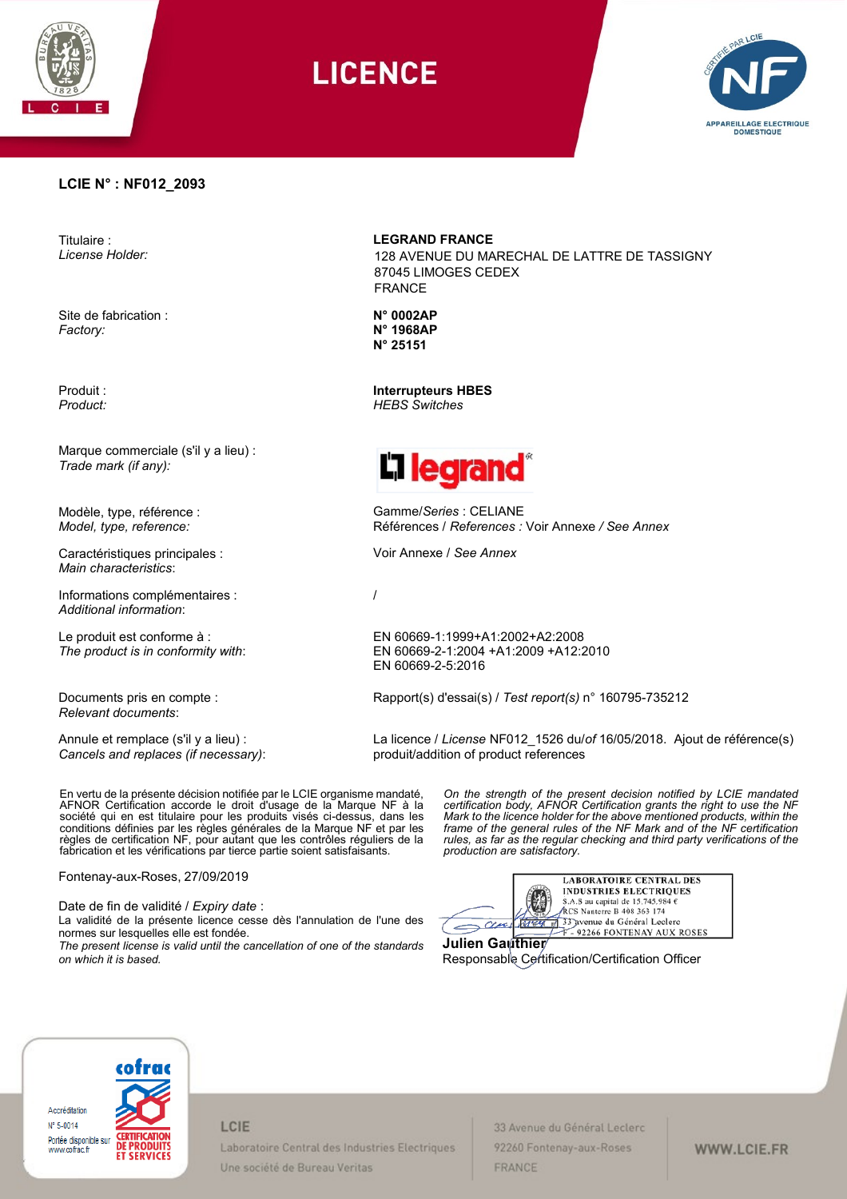# LICENCE

**LCIE N° : NF012_2093**

| | |
|---|---|
| Titulaire :<br>*License Holder:* | **LEGRAND FRANCE**<br>128 AVENUE DU MARECHAL DE LATTRE DE TASSIGNY<br>87045 LIMOGES CEDEX<br>FRANCE |
| Site de fabrication :<br>*Factory:* | **N° 0002AP**<br>**N° 1968AP**<br>**N° 25151** |
| Produit :<br>*Product:* | **Interrupteurs HBES**<br>*HEBS Switches* |
| Marque commerciale (s'il y a lieu) :<br>*Trade mark (if any):* | legrand |
| Modèle, type, référence :<br>*Model, type, reference:* | Gamme/*Series* : CELIANE<br>Références / *References* : Voir Annexe */ See Annex* |
| Caractéristiques principales :<br>*Main characteristics*: | Voir Annexe / *See Annex* |
| Informations complémentaires :<br>*Additional information*: | / |
| Le produit est conforme à :<br>*The product is in conformity with*: | EN 60669-1:1999+A1:2002+A2:2008<br>EN 60669-2-1:2004 +A1:2009 +A12:2010<br>EN 60669-2-5:2016 |
| Documents pris en compte :<br>*Relevant documents*: | Rapport(s) d'essai(s) / *Test report(s)* n° 160795-735212 |
| Annule et remplace (s'il y a lieu) :<br>*Cancels and replaces (if necessary)*: | La licence / *License* NF012_1526 du/*of* 16/05/2018. Ajout de référence(s) produit/addition of product references |

En vertu de la présente décision notifiée par le LCIE organisme mandaté, AFNOR Certification accorde le droit d'usage de la Marque NF à la société qui en est titulaire pour les produits visés ci-dessus, dans les conditions définies par les règles générales de la Marque NF et par les règles de certification NF, pour autant que les contrôles réguliers de la fabrication et les vérifications par tierce partie soient satisfaisants.

*On the strength of the present decision notified by LCIE mandated certification body, AFNOR Certification grants the right to use the NF Mark to the licence holder for the above mentioned products, within the frame of the general rules of the NF Mark and of the NF certification rules, as far as the regular checking and third party verifications of the production are satisfactory.*

Fontenay-aux-Roses, 27/09/2019

Date de fin de validité / *Expiry date* :
La validité de la présente licence cesse dès l'annulation de l'une des normes sur lesquelles elle est fondée.
*The present license is valid until the cancellation of one of the standards on which it is based.*

LABORATOIRE CENTRAL DES INDUSTRIES ELECTRIQUES
S.A.S au capital de 15.745.984 €
RCS Nanterre B 408 363 174
33 avenue du Général Leclerc
F - 92266 FONTENAY AUX ROSES

**Julien Gauthier**
Responsable Certification/Certification Officer

Accréditation N° 5-0014
Portée disponible sur www.cofrac.fr

LCIE
Laboratoire Central des Industries Electriques
Une société de Bureau Veritas

33 Avenue du Général Leclerc
92260 Fontenay-aux-Roses
FRANCE

WWW.LCIE.FR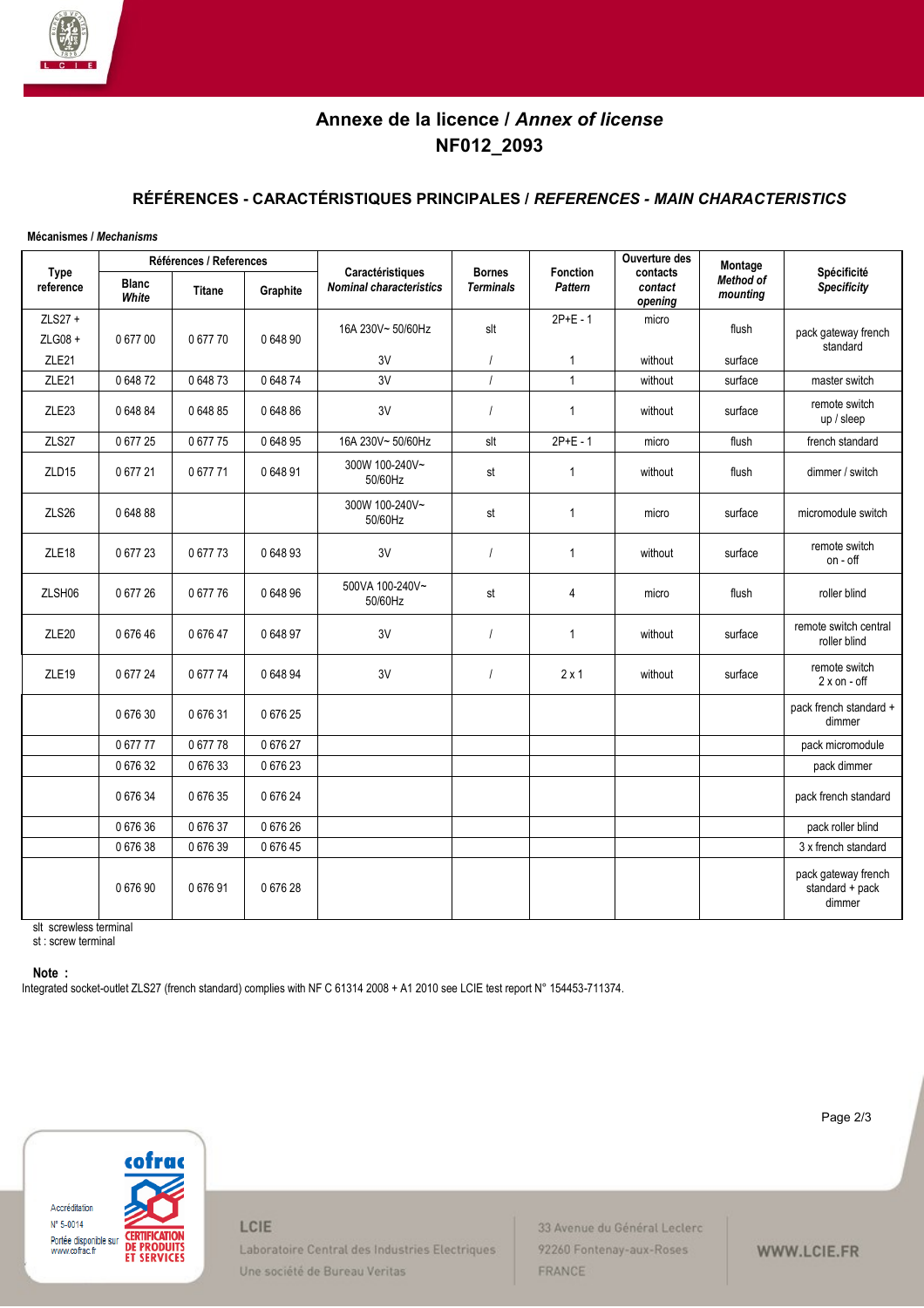# Annexe de la licence / *Annex of license*
# NF012_2093

## RÉFÉRENCES - CARACTÉRISTIQUES PRINCIPALES / *REFERENCES - MAIN CHARACTERISTICS*

**Mécanismes / *Mechanisms***

| Type reference | Références / References | | | Caractéristiques *Nominal characteristics* | Bornes *Terminals* | Fonction *Pattern* | Ouverture des contacts *contact opening* | Montage *Method of mounting* | Spécificité *Specificity* |
|---|---|---|---|---|---|---|---|---|---|
| | Blanc *White* | Titane | Graphite | | | | | | |
| ZLS27 + ZLG08 + ZLE21 | 0 677 00 | 0 677 70 | 0 648 90 | 16A 230V~ 50/60Hz<br>3V | slt<br>/ | 2P+E - 1<br>1 | micro<br>without | flush<br>surface | pack gateway french standard |
| ZLE21 | 0 648 72 | 0 648 73 | 0 648 74 | 3V | / | 1 | without | surface | master switch |
| ZLE23 | 0 648 84 | 0 648 85 | 0 648 86 | 3V | / | 1 | without | surface | remote switch up / sleep |
| ZLS27 | 0 677 25 | 0 677 75 | 0 648 95 | 16A 230V~ 50/60Hz | slt | 2P+E - 1 | micro | flush | french standard |
| ZLD15 | 0 677 21 | 0 677 71 | 0 648 91 | 300W 100-240V~ 50/60Hz | st | 1 | without | flush | dimmer / switch |
| ZLS26 | 0 648 88 | | | 300W 100-240V~ 50/60Hz | st | 1 | micro | surface | micromodule switch |
| ZLE18 | 0 677 23 | 0 677 73 | 0 648 93 | 3V | / | 1 | without | surface | remote switch on - off |
| ZLSH06 | 0 677 26 | 0 677 76 | 0 648 96 | 500VA 100-240V~ 50/60Hz | st | 4 | micro | flush | roller blind |
| ZLE20 | 0 676 46 | 0 676 47 | 0 648 97 | 3V | / | 1 | without | surface | remote switch central roller blind |
| ZLE19 | 0 677 24 | 0 677 74 | 0 648 94 | 3V | / | 2 x 1 | without | surface | remote switch 2 x on - off |
| | 0 676 30 | 0 676 31 | 0 676 25 | | | | | | pack french standard + dimmer |
| | 0 677 77 | 0 677 78 | 0 676 27 | | | | | | pack micromodule |
| | 0 676 32 | 0 676 33 | 0 676 23 | | | | | | pack dimmer |
| | 0 676 34 | 0 676 35 | 0 676 24 | | | | | | pack french standard |
| | 0 676 36 | 0 676 37 | 0 676 26 | | | | | | pack roller blind |
| | 0 676 38 | 0 676 39 | 0 676 45 | | | | | | 3 x french standard |
| | 0 676 90 | 0 676 91 | 0 676 28 | | | | | | pack gateway french standard + pack dimmer |

slt screwless terminal
st : screw terminal

**Note :**
Integrated socket-outlet ZLS27 (french standard) complies with NF C 61314 2008 + A1 2010 see LCIE test report N° 154453-711374.

Accréditation N° 5-0014 Portée disponible sur www.cofrac.fr — cofrac CERTIFICATION DE PRODUITS ET SERVICES

LCIE
Laboratoire Central des Industries Electriques
Une société de Bureau Veritas

33 Avenue du Général Leclerc
92260 Fontenay-aux-Roses
FRANCE

WWW.LCIE.FR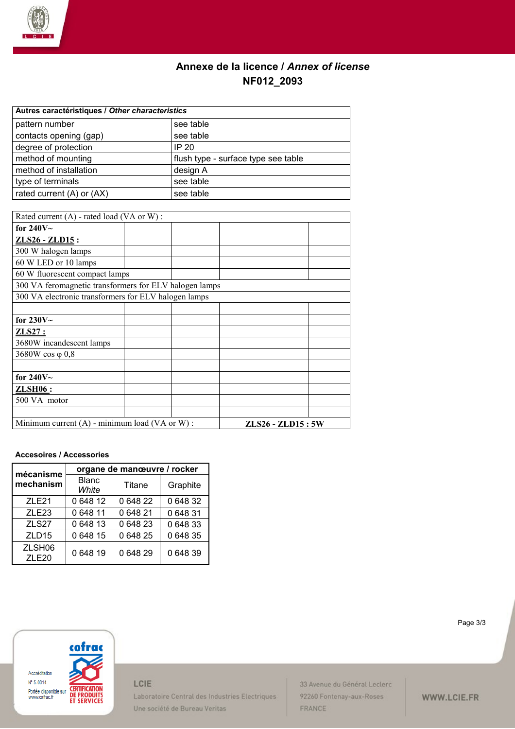# Annexe de la licence / *Annex of license*

## NF012_2093

| **Autres caractéristiques / *Other characteristics*** | |
|---|---|
| pattern number | see table |
| contacts opening (gap) | see table |
| degree of protection | IP 20 |
| method of mounting | flush type - surface type see table |
| method of installation | design A |
| type of terminals | see table |
| rated current (A) or (AX) | see table |

| | |
|---|---|
| Rated current (A) - rated load (VA or W) : | |
| **for 240V~** | |
| **ZLS26 - ZLD15 :** | |
| 300 W halogen lamps | |
| 60 W LED or 10 lamps | |
| 60 W fluorescent compact lamps | |
| 300 VA feromagnetic transformers for ELV halogen lamps | |
| 300 VA electronic transformers for ELV halogen lamps | |
| | |
| **for 230V~** | |
| **ZLS27 :** | |
| 3680W incandescent lamps | |
| 3680W cos φ 0,8 | |
| | |
| **for 240V~** | |
| **ZLSH06 :** | |
| 500 VA motor | |
| | |
| Minimum current (A) - minimum load (VA or W) : | **ZLS26 - ZLD15 : 5W** |

**Accesoires / Accessories**

| **mécanisme mechanism** | **organe de manœuvre / rocker** | | |
|---|---|---|---|
| | Blanc *White* | Titane | Graphite |
| ZLE21 | 0 648 12 | 0 648 22 | 0 648 32 |
| ZLE23 | 0 648 11 | 0 648 21 | 0 648 31 |
| ZLS27 | 0 648 13 | 0 648 23 | 0 648 33 |
| ZLD15 | 0 648 15 | 0 648 25 | 0 648 35 |
| ZLSH06 ZLE20 | 0 648 19 | 0 648 29 | 0 648 39 |